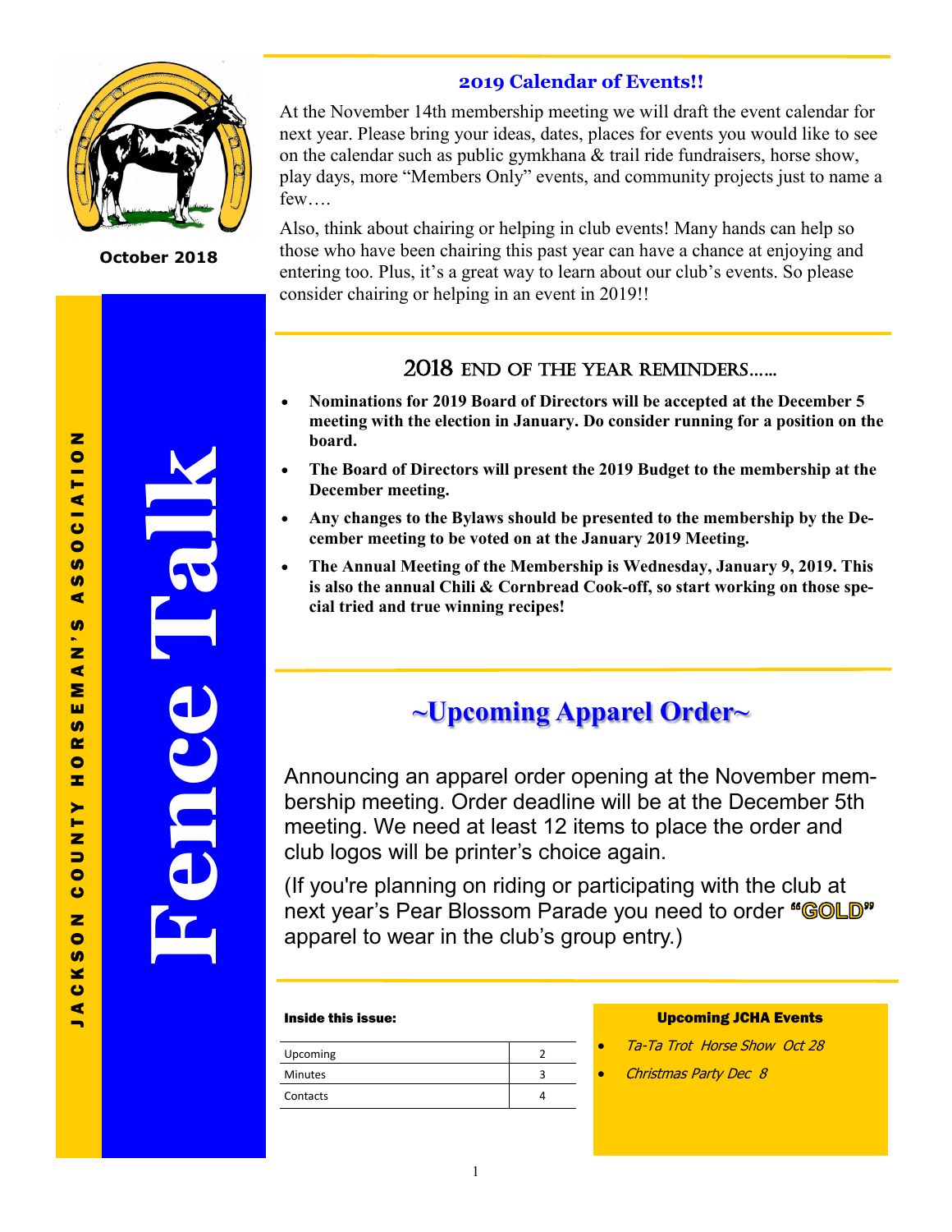# Fence Talk

JACKSON COUNTY HORSEMAN'S ASSOCIATION

October 2018

## 2019 Calendar of Events!!

At the November 14th membership meeting we will draft the event calendar for next year. Please bring your ideas, dates, places for events you would like to see on the calendar such as public gymkhana & trail ride fundraisers, horse show, play days, more "Members Only" events, and community projects just to name a few….

Also, think about chairing or helping in club events! Many hands can help so those who have been chairing this past year can have a chance at enjoying and entering too. Plus, it's a great way to learn about our club's events. So please consider chairing or helping in an event in 2019!!

## 2018 End of the Year Reminders……

- **Nominations for 2019 Board of Directors will be accepted at the December 5 meeting with the election in January. Do consider running for a position on the board.**
- **The Board of Directors will present the 2019 Budget to the membership at the December meeting.**
- **Any changes to the Bylaws should be presented to the membership by the December meeting to be voted on at the January 2019 Meeting.**
- **The Annual Meeting of the Membership is Wednesday, January 9, 2019. This is also the annual Chili & Cornbread Cook-off, so start working on those special tried and true winning recipes!**

## ~Upcoming Apparel Order~

Announcing an apparel order opening at the November membership meeting. Order deadline will be at the December 5th meeting. We need at least 12 items to place the order and club logos will be printer's choice again.

(If you're planning on riding or participating with the club at next year's Pear Blossom Parade you need to order **"GOLD"** apparel to wear in the club's group entry.)

**Inside this issue:**

| | |
|---|---|
| Upcoming | 2 |
| Minutes | 3 |
| Contacts | 4 |

**Upcoming JCHA Events**

- *Ta-Ta Trot Horse Show Oct 28*
- *Christmas Party Dec 8*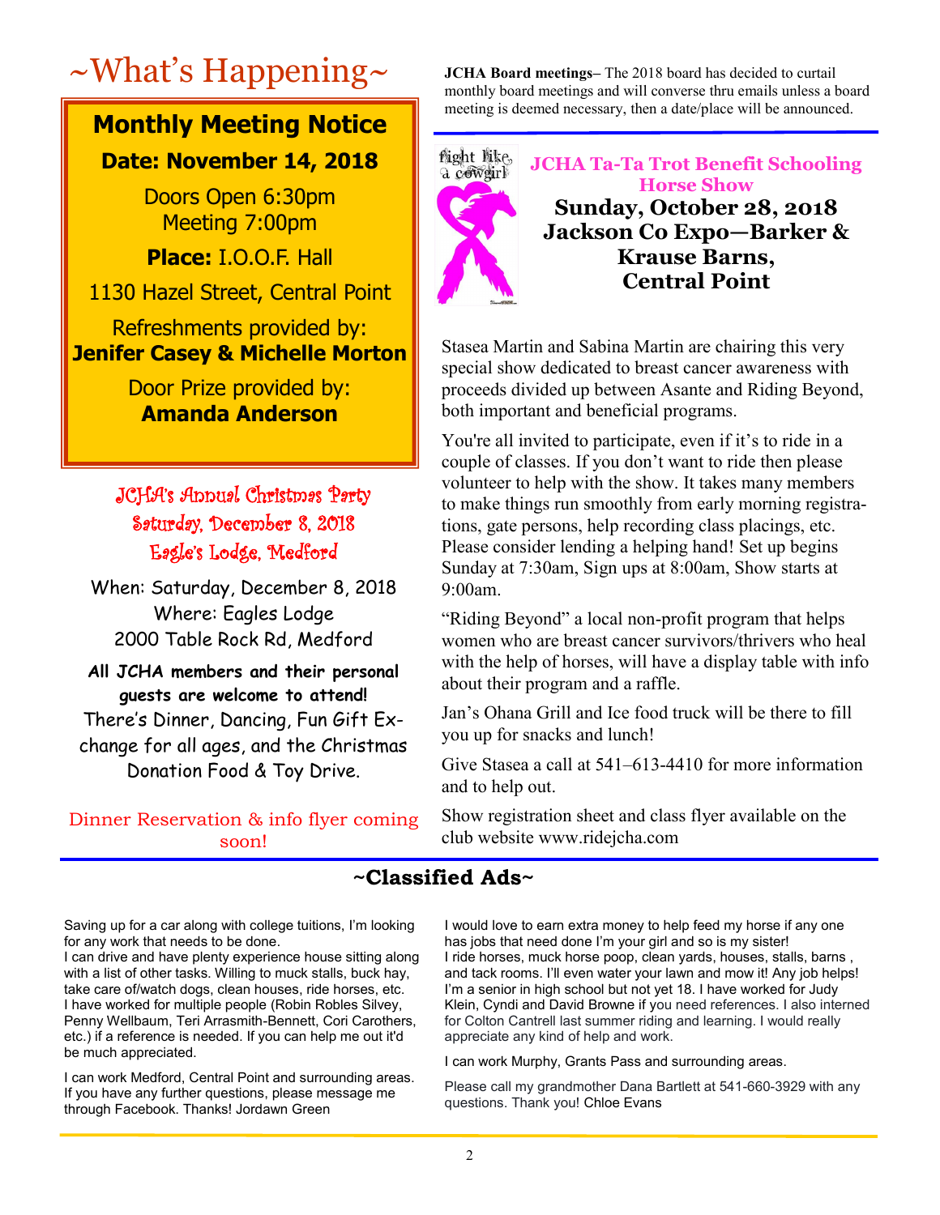# ~What's Happening~

## Monthly Meeting Notice

**Date: November 14, 2018**

Doors Open 6:30pm
Meeting 7:00pm

**Place:** I.O.O.F. Hall

1130 Hazel Street, Central Point

Refreshments provided by:
**Jenifer Casey & Michelle Morton**

Door Prize provided by:
**Amanda Anderson**

### JCHA's Annual Christmas Party
### Saturday, December 8, 2018
### Eagle's Lodge, Medford

When: Saturday, December 8, 2018
Where: Eagles Lodge
2000 Table Rock Rd, Medford

**All JCHA members and their personal guests are welcome to attend!**
There's Dinner, Dancing, Fun Gift Exchange for all ages, and the Christmas Donation Food & Toy Drive.

Dinner Reservation & info flyer coming soon!

**JCHA Board meetings**– The 2018 board has decided to curtail monthly board meetings and will converse thru emails unless a board meeting is deemed necessary, then a date/place will be announced.

fight like a cowgirl

## JCHA Ta-Ta Trot Benefit Schooling Horse Show

**Sunday, October 28, 2018**
**Jackson Co Expo—Barker & Krause Barns, Central Point**

Stasea Martin and Sabina Martin are chairing this very special show dedicated to breast cancer awareness with proceeds divided up between Asante and Riding Beyond, both important and beneficial programs.

You're all invited to participate, even if it's to ride in a couple of classes. If you don't want to ride then please volunteer to help with the show. It takes many members to make things run smoothly from early morning registrations, gate persons, help recording class placings, etc. Please consider lending a helping hand! Set up begins Sunday at 7:30am, Sign ups at 8:00am, Show starts at 9:00am.

"Riding Beyond" a local non-profit program that helps women who are breast cancer survivors/thrivers who heal with the help of horses, will have a display table with info about their program and a raffle.

Jan's Ohana Grill and Ice food truck will be there to fill you up for snacks and lunch!

Give Stasea a call at 541–613-4410 for more information and to help out.

Show registration sheet and class flyer available on the club website www.ridejcha.com

## ~Classified Ads~

Saving up for a car along with college tuitions, I'm looking for any work that needs to be done.
I can drive and have plenty experience house sitting along with a list of other tasks. Willing to muck stalls, buck hay, take care of/watch dogs, clean houses, ride horses, etc.
I have worked for multiple people (Robin Robles Silvey, Penny Wellbaum, Teri Arrasmith-Bennett, Cori Carothers, etc.) if a reference is needed. If you can help me out it'd be much appreciated.

I can work Medford, Central Point and surrounding areas. If you have any further questions, please message me through Facebook. Thanks! Jordawn Green

I would love to earn extra money to help feed my horse if any one has jobs that need done I'm your girl and so is my sister!
I ride horses, muck horse poop, clean yards, houses, stalls, barns , and tack rooms. I'll even water your lawn and mow it! Any job helps! I'm a senior in high school but not yet 18. I have worked for Judy Klein, Cyndi and David Browne if you need references. I also interned for Colton Cantrell last summer riding and learning. I would really appreciate any kind of help and work.

I can work Murphy, Grants Pass and surrounding areas.

Please call my grandmother Dana Bartlett at 541-660-3929 with any questions. Thank you! Chloe Evans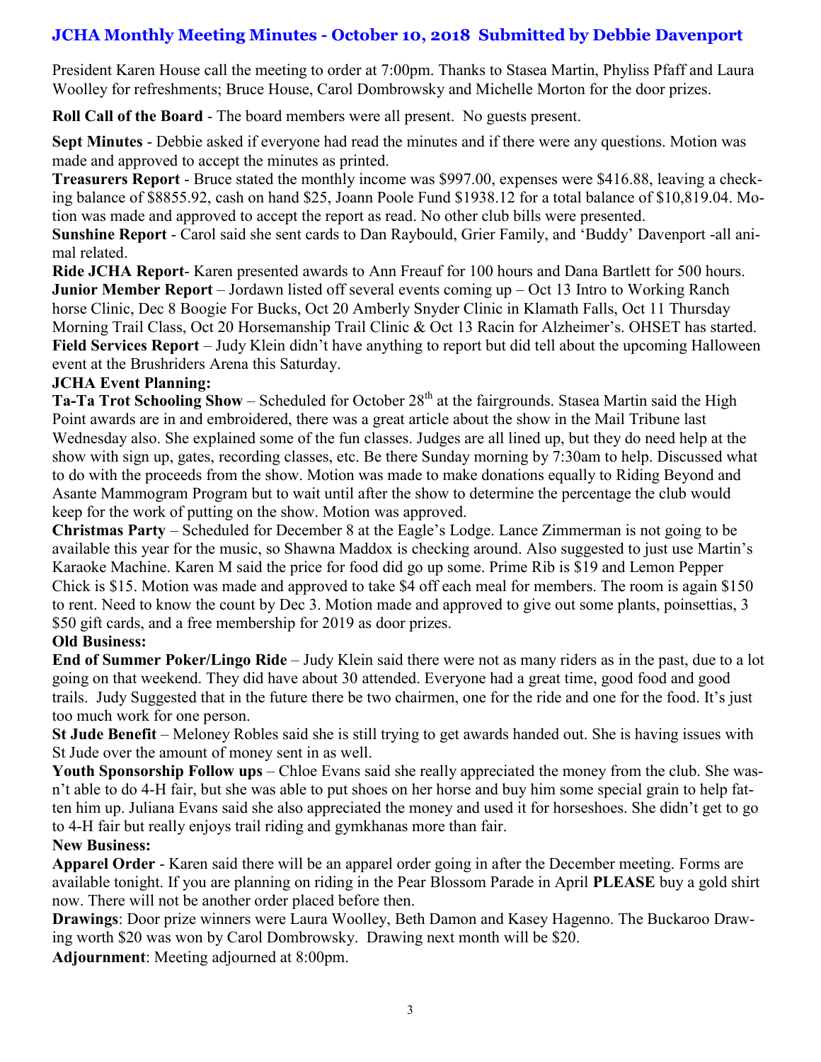## JCHA Monthly Meeting Minutes - October 10, 2018 Submitted by Debbie Davenport

President Karen House call the meeting to order at 7:00pm. Thanks to Stasea Martin, Phyliss Pfaff and Laura Woolley for refreshments; Bruce House, Carol Dombrowsky and Michelle Morton for the door prizes.

**Roll Call of the Board** - The board members were all present. No guests present.

**Sept Minutes** - Debbie asked if everyone had read the minutes and if there were any questions. Motion was made and approved to accept the minutes as printed.

**Treasurers Report** - Bruce stated the monthly income was $997.00, expenses were $416.88, leaving a checking balance of $8855.92, cash on hand $25, Joann Poole Fund $1938.12 for a total balance of $10,819.04. Motion was made and approved to accept the report as read. No other club bills were presented.

**Sunshine Report** - Carol said she sent cards to Dan Raybould, Grier Family, and 'Buddy' Davenport -all animal related.

**Ride JCHA Report**- Karen presented awards to Ann Freauf for 100 hours and Dana Bartlett for 500 hours.

**Junior Member Report** – Jordawn listed off several events coming up – Oct 13 Intro to Working Ranch horse Clinic, Dec 8 Boogie For Bucks, Oct 20 Amberly Snyder Clinic in Klamath Falls, Oct 11 Thursday Morning Trail Class, Oct 20 Horsemanship Trail Clinic & Oct 13 Racin for Alzheimer's. OHSET has started.

**Field Services Report** – Judy Klein didn't have anything to report but did tell about the upcoming Halloween event at the Brushriders Arena this Saturday.

**JCHA Event Planning:**

**Ta-Ta Trot Schooling Show** – Scheduled for October 28th at the fairgrounds. Stasea Martin said the High Point awards are in and embroidered, there was a great article about the show in the Mail Tribune last Wednesday also. She explained some of the fun classes. Judges are all lined up, but they do need help at the show with sign up, gates, recording classes, etc. Be there Sunday morning by 7:30am to help. Discussed what to do with the proceeds from the show. Motion was made to make donations equally to Riding Beyond and Asante Mammogram Program but to wait until after the show to determine the percentage the club would keep for the work of putting on the show. Motion was approved.

**Christmas Party** – Scheduled for December 8 at the Eagle's Lodge. Lance Zimmerman is not going to be available this year for the music, so Shawna Maddox is checking around. Also suggested to just use Martin's Karaoke Machine. Karen M said the price for food did go up some. Prime Rib is $19 and Lemon Pepper Chick is $15. Motion was made and approved to take $4 off each meal for members. The room is again $150 to rent. Need to know the count by Dec 3. Motion made and approved to give out some plants, poinsettias, 3 $50 gift cards, and a free membership for 2019 as door prizes.

**Old Business:**

**End of Summer Poker/Lingo Ride** – Judy Klein said there were not as many riders as in the past, due to a lot going on that weekend. They did have about 30 attended. Everyone had a great time, good food and good trails. Judy Suggested that in the future there be two chairmen, one for the ride and one for the food. It's just too much work for one person.

**St Jude Benefit** – Meloney Robles said she is still trying to get awards handed out. She is having issues with St Jude over the amount of money sent in as well.

**Youth Sponsorship Follow ups** – Chloe Evans said she really appreciated the money from the club. She wasn't able to do 4-H fair, but she was able to put shoes on her horse and buy him some special grain to help fatten him up. Juliana Evans said she also appreciated the money and used it for horseshoes. She didn't get to go to 4-H fair but really enjoys trail riding and gymkhanas more than fair.

**New Business:**

**Apparel Order** - Karen said there will be an apparel order going in after the December meeting. Forms are available tonight. If you are planning on riding in the Pear Blossom Parade in April **PLEASE** buy a gold shirt now. There will not be another order placed before then.

**Drawings**: Door prize winners were Laura Woolley, Beth Damon and Kasey Hagenno. The Buckaroo Drawing worth $20 was won by Carol Dombrowsky. Drawing next month will be $20.

**Adjournment**: Meeting adjourned at 8:00pm.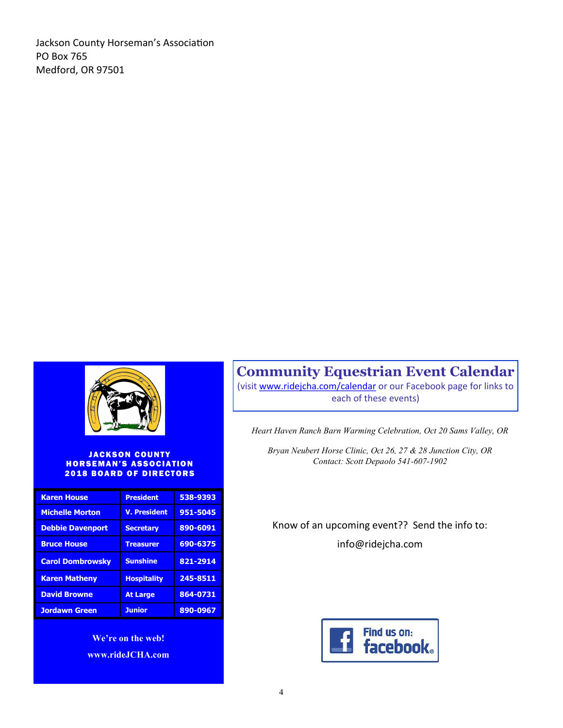Jackson County Horseman's Association
PO Box 765
Medford, OR 97501

**JACKSON COUNTY HORSEMAN'S ASSOCIATION 2018 BOARD OF DIRECTORS**

| | | |
|---|---|---|
| Karen House | President | 538-9393 |
| Michelle Morton | V. President | 951-5045 |
| Debbie Davenport | Secretary | 890-6091 |
| Bruce House | Treasurer | 690-6375 |
| Carol Dombrowsky | Sunshine | 821-2914 |
| Karen Matheny | Hospitality | 245-8511 |
| David Browne | At Large | 864-0731 |
| Jordawn Green | Junior | 890-0967 |

**We're on the web!**

**www.rideJCHA.com**

## Community Equestrian Event Calendar

(visit www.ridejcha.com/calendar or our Facebook page for links to each of these events)

*Heart Haven Ranch Barn Warming Celebration, Oct 20 Sams Valley, OR*

*Bryan Neubert Horse Clinic, Oct 26, 27 & 28 Junction City, OR*
*Contact: Scott Depaolo 541-607-1902*

Know of an upcoming event?? Send the info to:

info@ridejcha.com

Find us on: facebook